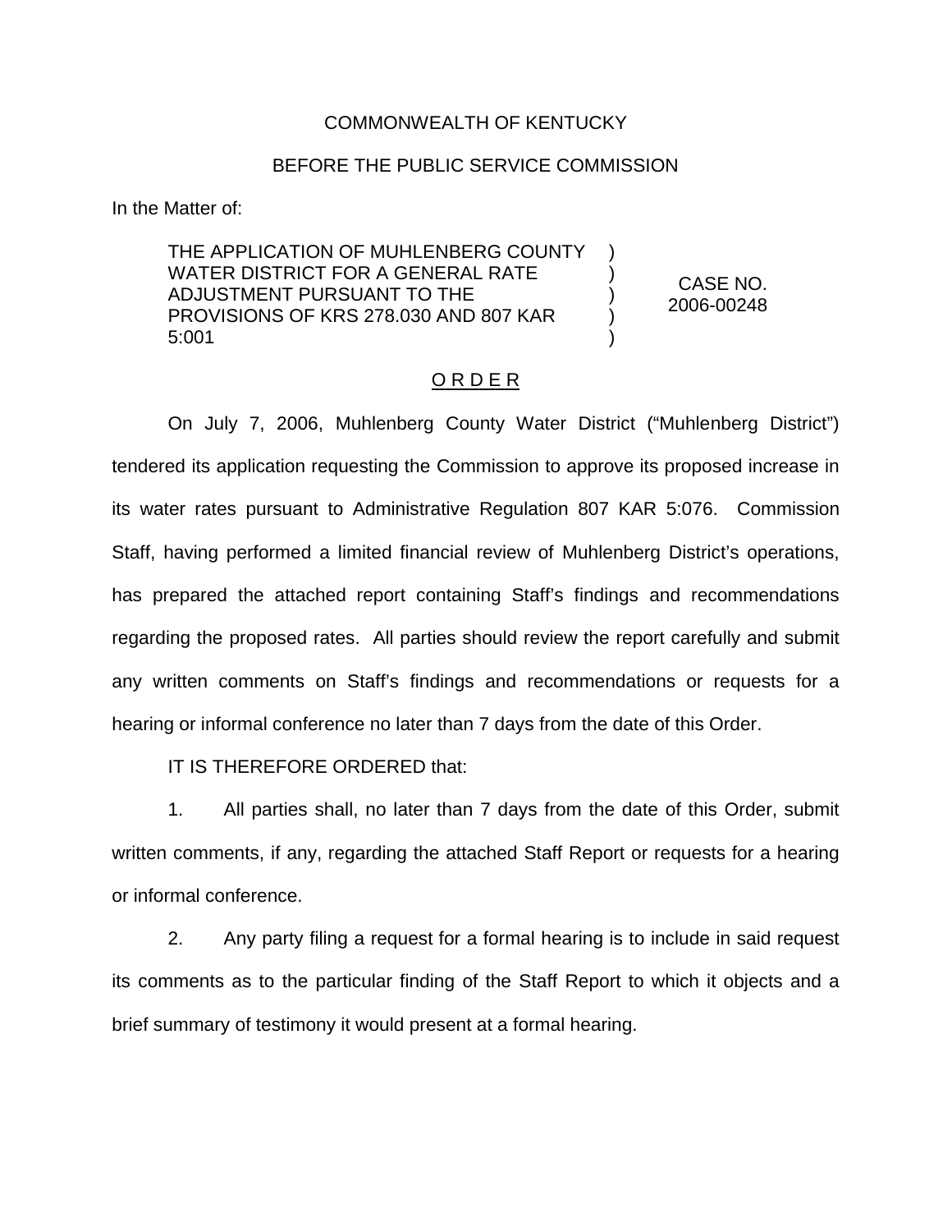COMMONWEALTH OF KENTUCKY

BEFORE THE PUBLIC SERVICE COMMISSION

In the Matter of:

| | | |
|---|---|---|
| THE APPLICATION OF MUHLENBERG COUNTY WATER DISTRICT FOR A GENERAL RATE ADJUSTMENT PURSUANT TO THE PROVISIONS OF KRS 278.030 AND 807 KAR 5:001 | ) ) ) ) ) | CASE NO. 2006-00248 |

## O R D E R

On July 7, 2006, Muhlenberg County Water District ("Muhlenberg District") tendered its application requesting the Commission to approve its proposed increase in its water rates pursuant to Administrative Regulation 807 KAR 5:076. Commission Staff, having performed a limited financial review of Muhlenberg District's operations, has prepared the attached report containing Staff's findings and recommendations regarding the proposed rates. All parties should review the report carefully and submit any written comments on Staff's findings and recommendations or requests for a hearing or informal conference no later than 7 days from the date of this Order.

IT IS THEREFORE ORDERED that:

1. All parties shall, no later than 7 days from the date of this Order, submit written comments, if any, regarding the attached Staff Report or requests for a hearing or informal conference.

2. Any party filing a request for a formal hearing is to include in said request its comments as to the particular finding of the Staff Report to which it objects and a brief summary of testimony it would present at a formal hearing.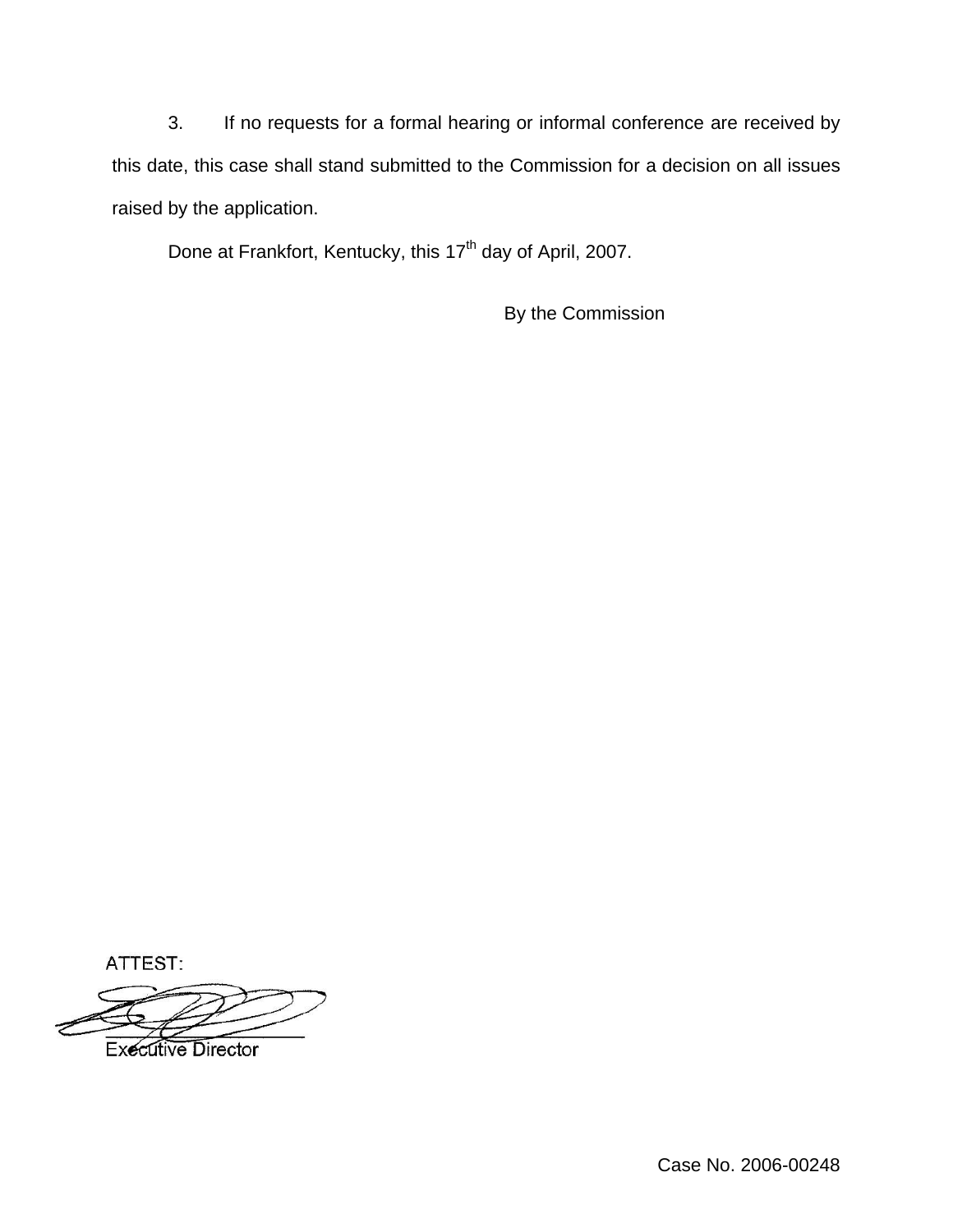3. If no requests for a formal hearing or informal conference are received by this date, this case shall stand submitted to the Commission for a decision on all issues raised by the application.

Done at Frankfort, Kentucky, this 17th day of April, 2007.

By the Commission

ATTEST:

Executive Director

Case No. 2006-00248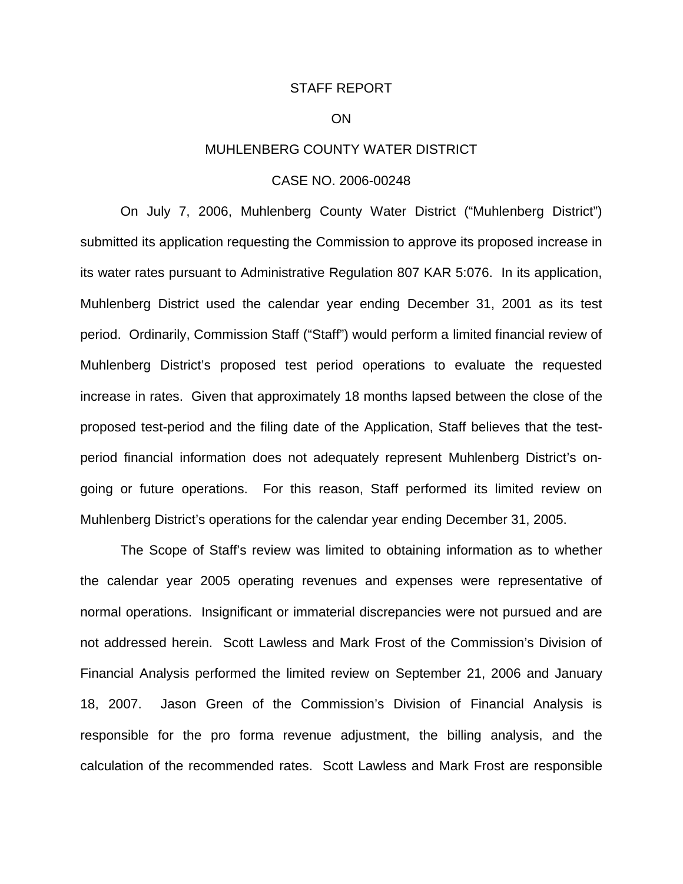STAFF REPORT

ON

MUHLENBERG COUNTY WATER DISTRICT

CASE NO. 2006-00248

On July 7, 2006, Muhlenberg County Water District ("Muhlenberg District") submitted its application requesting the Commission to approve its proposed increase in its water rates pursuant to Administrative Regulation 807 KAR 5:076. In its application, Muhlenberg District used the calendar year ending December 31, 2001 as its test period. Ordinarily, Commission Staff ("Staff") would perform a limited financial review of Muhlenberg District's proposed test period operations to evaluate the requested increase in rates. Given that approximately 18 months lapsed between the close of the proposed test-period and the filing date of the Application, Staff believes that the test-period financial information does not adequately represent Muhlenberg District's on-going or future operations. For this reason, Staff performed its limited review on Muhlenberg District's operations for the calendar year ending December 31, 2005.

The Scope of Staff's review was limited to obtaining information as to whether the calendar year 2005 operating revenues and expenses were representative of normal operations. Insignificant or immaterial discrepancies were not pursued and are not addressed herein. Scott Lawless and Mark Frost of the Commission's Division of Financial Analysis performed the limited review on September 21, 2006 and January 18, 2007. Jason Green of the Commission's Division of Financial Analysis is responsible for the pro forma revenue adjustment, the billing analysis, and the calculation of the recommended rates. Scott Lawless and Mark Frost are responsible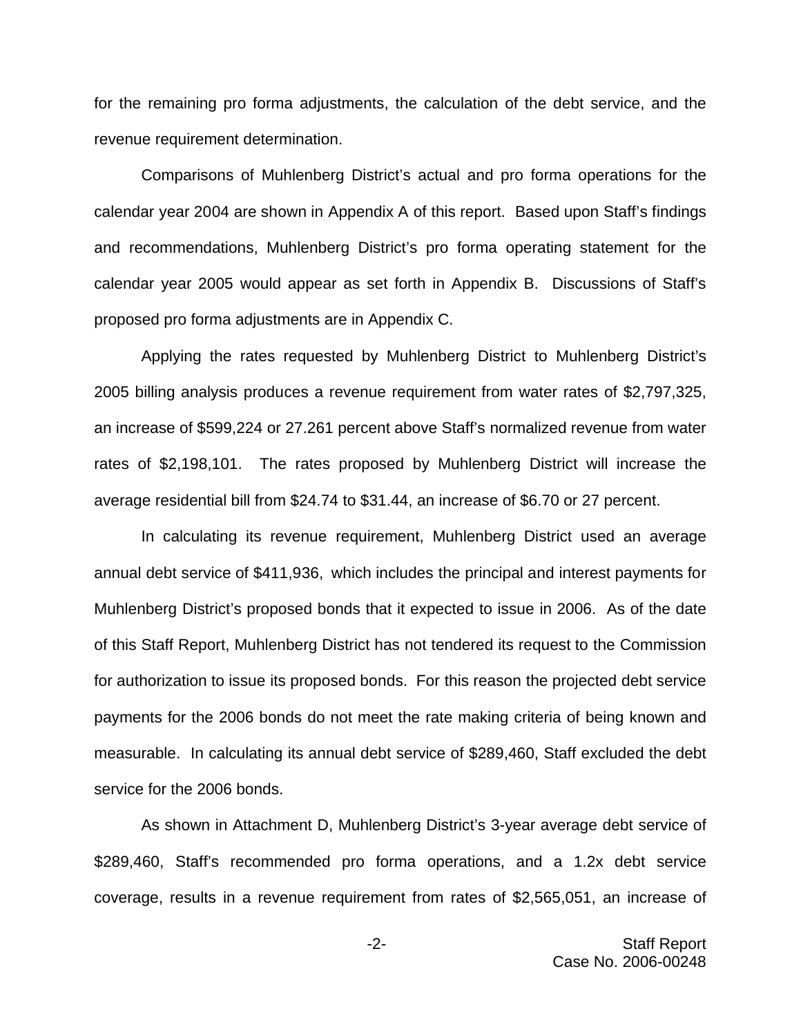for the remaining pro forma adjustments, the calculation of the debt service, and the revenue requirement determination.

Comparisons of Muhlenberg District's actual and pro forma operations for the calendar year 2004 are shown in Appendix A of this report. Based upon Staff's findings and recommendations, Muhlenberg District's pro forma operating statement for the calendar year 2005 would appear as set forth in Appendix B. Discussions of Staff's proposed pro forma adjustments are in Appendix C.

Applying the rates requested by Muhlenberg District to Muhlenberg District's 2005 billing analysis produces a revenue requirement from water rates of $2,797,325, an increase of $599,224 or 27.261 percent above Staff's normalized revenue from water rates of $2,198,101. The rates proposed by Muhlenberg District will increase the average residential bill from $24.74 to $31.44, an increase of $6.70 or 27 percent.

In calculating its revenue requirement, Muhlenberg District used an average annual debt service of $411,936, which includes the principal and interest payments for Muhlenberg District's proposed bonds that it expected to issue in 2006. As of the date of this Staff Report, Muhlenberg District has not tendered its request to the Commission for authorization to issue its proposed bonds. For this reason the projected debt service payments for the 2006 bonds do not meet the rate making criteria of being known and measurable. In calculating its annual debt service of $289,460, Staff excluded the debt service for the 2006 bonds.

As shown in Attachment D, Muhlenberg District's 3-year average debt service of $289,460, Staff's recommended pro forma operations, and a 1.2x debt service coverage, results in a revenue requirement from rates of $2,565,051, an increase of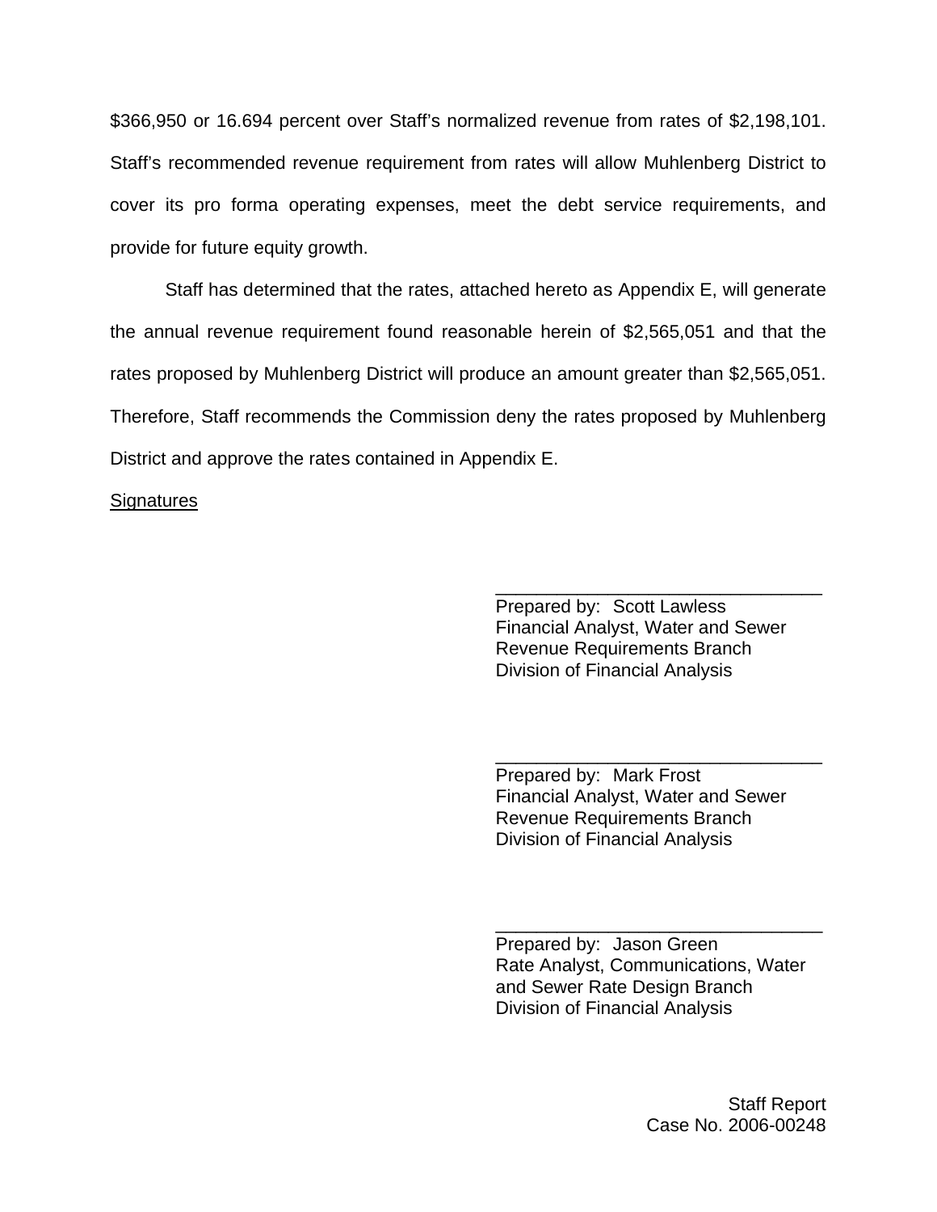$366,950 or 16.694 percent over Staff's normalized revenue from rates of $2,198,101. Staff's recommended revenue requirement from rates will allow Muhlenberg District to cover its pro forma operating expenses, meet the debt service requirements, and provide for future equity growth.

Staff has determined that the rates, attached hereto as Appendix E, will generate the annual revenue requirement found reasonable herein of $2,565,051 and that the rates proposed by Muhlenberg District will produce an amount greater than $2,565,051. Therefore, Staff recommends the Commission deny the rates proposed by Muhlenberg District and approve the rates contained in Appendix E.

Signatures

\_\_\_\_\_\_\_\_\_\_\_\_\_\_\_\_\_\_\_\_\_\_\_\_\_\_\_\_\_\_\_\_
Prepared by: Scott Lawless
Financial Analyst, Water and Sewer
Revenue Requirements Branch
Division of Financial Analysis

\_\_\_\_\_\_\_\_\_\_\_\_\_\_\_\_\_\_\_\_\_\_\_\_\_\_\_\_\_\_\_\_
Prepared by: Mark Frost
Financial Analyst, Water and Sewer
Revenue Requirements Branch
Division of Financial Analysis

\_\_\_\_\_\_\_\_\_\_\_\_\_\_\_\_\_\_\_\_\_\_\_\_\_\_\_\_\_\_\_\_
Prepared by: Jason Green
Rate Analyst, Communications, Water
and Sewer Rate Design Branch
Division of Financial Analysis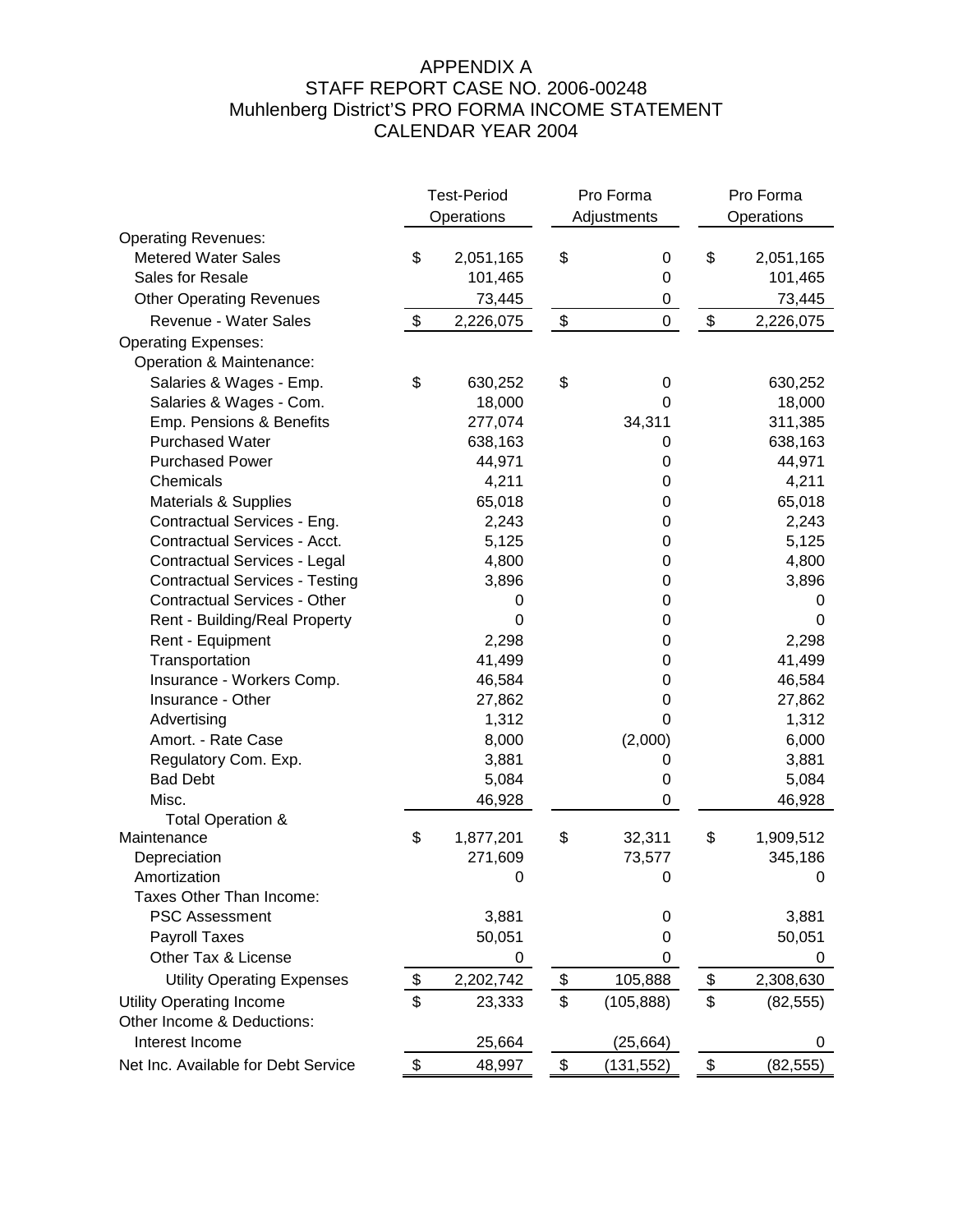# APPENDIX A
## STAFF REPORT CASE NO. 2006-00248
## Muhlenberg District'S PRO FORMA INCOME STATEMENT
## CALENDAR YEAR 2004

| | Test-Period Operations | Pro Forma Adjustments | Pro Forma Operations |
|---|---|---|---|
| Operating Revenues: | | | |
| Metered Water Sales | $ 2,051,165 | $ 0 | $ 2,051,165 |
| Sales for Resale | 101,465 | 0 | 101,465 |
| Other Operating Revenues | 73,445 | 0 | 73,445 |
| Revenue - Water Sales | $ 2,226,075 | $ 0 | $ 2,226,075 |
| Operating Expenses: | | | |
| Operation & Maintenance: | | | |
| Salaries & Wages - Emp. | $ 630,252 | $ 0 | 630,252 |
| Salaries & Wages - Com. | 18,000 | 0 | 18,000 |
| Emp. Pensions & Benefits | 277,074 | 34,311 | 311,385 |
| Purchased Water | 638,163 | 0 | 638,163 |
| Purchased Power | 44,971 | 0 | 44,971 |
| Chemicals | 4,211 | 0 | 4,211 |
| Materials & Supplies | 65,018 | 0 | 65,018 |
| Contractual Services - Eng. | 2,243 | 0 | 2,243 |
| Contractual Services - Acct. | 5,125 | 0 | 5,125 |
| Contractual Services - Legal | 4,800 | 0 | 4,800 |
| Contractual Services - Testing | 3,896 | 0 | 3,896 |
| Contractual Services - Other | 0 | 0 | 0 |
| Rent - Building/Real Property | 0 | 0 | 0 |
| Rent - Equipment | 2,298 | 0 | 2,298 |
| Transportation | 41,499 | 0 | 41,499 |
| Insurance - Workers Comp. | 46,584 | 0 | 46,584 |
| Insurance - Other | 27,862 | 0 | 27,862 |
| Advertising | 1,312 | 0 | 1,312 |
| Amort. - Rate Case | 8,000 | (2,000) | 6,000 |
| Regulatory Com. Exp. | 3,881 | 0 | 3,881 |
| Bad Debt | 5,084 | 0 | 5,084 |
| Misc. | 46,928 | 0 | 46,928 |
| Total Operation & Maintenance | $ 1,877,201 | $ 32,311 | $ 1,909,512 |
| Depreciation | 271,609 | 73,577 | 345,186 |
| Amortization | 0 | 0 | 0 |
| Taxes Other Than Income: | | | |
| PSC Assessment | 3,881 | 0 | 3,881 |
| Payroll Taxes | 50,051 | 0 | 50,051 |
| Other Tax & License | 0 | 0 | 0 |
| Utility Operating Expenses | $ 2,202,742 | $ 105,888 | $ 2,308,630 |
| Utility Operating Income | $ 23,333 | $ (105,888) | $ (82,555) |
| Other Income & Deductions: | | | |
| Interest Income | 25,664 | (25,664) | 0 |
| Net Inc. Available for Debt Service | $ 48,997 | $ (131,552) | $ (82,555) |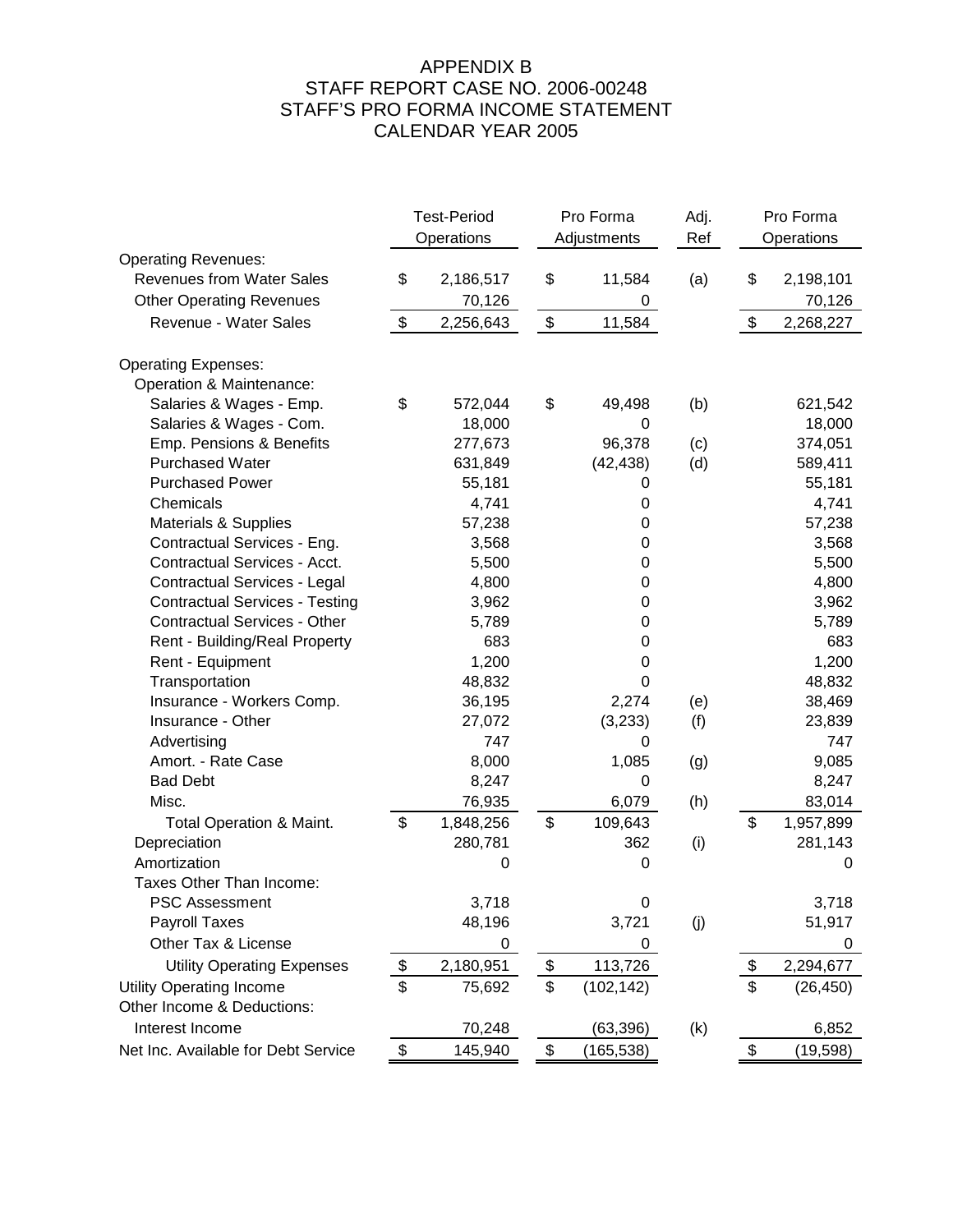# APPENDIX B
## STAFF REPORT CASE NO. 2006-00248
## STAFF'S PRO FORMA INCOME STATEMENT
## CALENDAR YEAR 2005

| | Test-Period Operations | Pro Forma Adjustments | Adj. Ref | Pro Forma Operations |
|---|---|---|---|---|
| Operating Revenues: | | | | |
| Revenues from Water Sales | $ 2,186,517 | $ 11,584 | (a) | $ 2,198,101 |
| Other Operating Revenues | 70,126 | 0 | | 70,126 |
| Revenue - Water Sales | $ 2,256,643 | $ 11,584 | | $ 2,268,227 |
| | | | | |
| Operating Expenses: | | | | |
| Operation & Maintenance: | | | | |
| Salaries & Wages - Emp. | $ 572,044 | $ 49,498 | (b) | 621,542 |
| Salaries & Wages - Com. | 18,000 | 0 | | 18,000 |
| Emp. Pensions & Benefits | 277,673 | 96,378 | (c) | 374,051 |
| Purchased Water | 631,849 | (42,438) | (d) | 589,411 |
| Purchased Power | 55,181 | 0 | | 55,181 |
| Chemicals | 4,741 | 0 | | 4,741 |
| Materials & Supplies | 57,238 | 0 | | 57,238 |
| Contractual Services - Eng. | 3,568 | 0 | | 3,568 |
| Contractual Services - Acct. | 5,500 | 0 | | 5,500 |
| Contractual Services - Legal | 4,800 | 0 | | 4,800 |
| Contractual Services - Testing | 3,962 | 0 | | 3,962 |
| Contractual Services - Other | 5,789 | 0 | | 5,789 |
| Rent - Building/Real Property | 683 | 0 | | 683 |
| Rent - Equipment | 1,200 | 0 | | 1,200 |
| Transportation | 48,832 | 0 | | 48,832 |
| Insurance - Workers Comp. | 36,195 | 2,274 | (e) | 38,469 |
| Insurance - Other | 27,072 | (3,233) | (f) | 23,839 |
| Advertising | 747 | 0 | | 747 |
| Amort. - Rate Case | 8,000 | 1,085 | (g) | 9,085 |
| Bad Debt | 8,247 | 0 | | 8,247 |
| Misc. | 76,935 | 6,079 | (h) | 83,014 |
| Total Operation & Maint. | $ 1,848,256 | $ 109,643 | | $ 1,957,899 |
| Depreciation | 280,781 | 362 | (i) | 281,143 |
| Amortization | 0 | 0 | | 0 |
| Taxes Other Than Income: | | | | |
| PSC Assessment | 3,718 | 0 | | 3,718 |
| Payroll Taxes | 48,196 | 3,721 | (j) | 51,917 |
| Other Tax & License | 0 | 0 | | 0 |
| Utility Operating Expenses | $ 2,180,951 | $ 113,726 | | $ 2,294,677 |
| Utility Operating Income | $ 75,692 | $ (102,142) | | $ (26,450) |
| Other Income & Deductions: | | | | |
| Interest Income | 70,248 | (63,396) | (k) | 6,852 |
| Net Inc. Available for Debt Service | $ 145,940 | $ (165,538) | | $ (19,598) |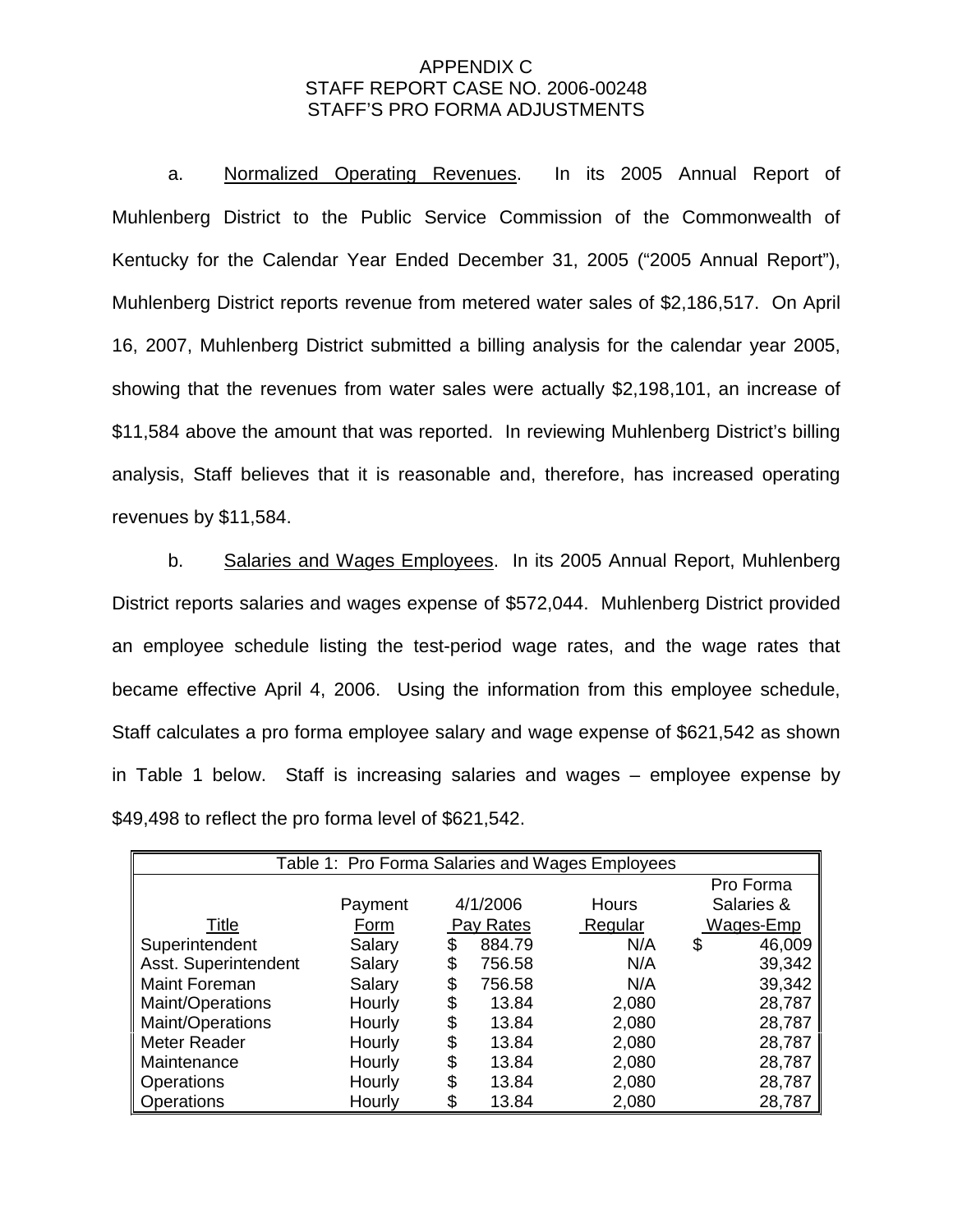APPENDIX C
STAFF REPORT CASE NO. 2006-00248
STAFF'S PRO FORMA ADJUSTMENTS

a. Normalized Operating Revenues. In its 2005 Annual Report of Muhlenberg District to the Public Service Commission of the Commonwealth of Kentucky for the Calendar Year Ended December 31, 2005 ("2005 Annual Report"), Muhlenberg District reports revenue from metered water sales of $2,186,517. On April 16, 2007, Muhlenberg District submitted a billing analysis for the calendar year 2005, showing that the revenues from water sales were actually $2,198,101, an increase of $11,584 above the amount that was reported. In reviewing Muhlenberg District's billing analysis, Staff believes that it is reasonable and, therefore, has increased operating revenues by $11,584.

b. Salaries and Wages Employees. In its 2005 Annual Report, Muhlenberg District reports salaries and wages expense of $572,044. Muhlenberg District provided an employee schedule listing the test-period wage rates, and the wage rates that became effective April 4, 2006. Using the information from this employee schedule, Staff calculates a pro forma employee salary and wage expense of $621,542 as shown in Table 1 below. Staff is increasing salaries and wages – employee expense by $49,498 to reflect the pro forma level of $621,542.

Table 1: Pro Forma Salaries and Wages Employees

| Title | Payment Form | 4/1/2006 Pay Rates | Hours Regular | Pro Forma Salaries & Wages-Emp |
|---|---|---|---|---|
| Superintendent | Salary | $ 884.79 | N/A | $ 46,009 |
| Asst. Superintendent | Salary | $ 756.58 | N/A | 39,342 |
| Maint Foreman | Salary | $ 756.58 | N/A | 39,342 |
| Maint/Operations | Hourly | $ 13.84 | 2,080 | 28,787 |
| Maint/Operations | Hourly | $ 13.84 | 2,080 | 28,787 |
| Meter Reader | Hourly | $ 13.84 | 2,080 | 28,787 |
| Maintenance | Hourly | $ 13.84 | 2,080 | 28,787 |
| Operations | Hourly | $ 13.84 | 2,080 | 28,787 |
| Operations | Hourly | $ 13.84 | 2,080 | 28,787 |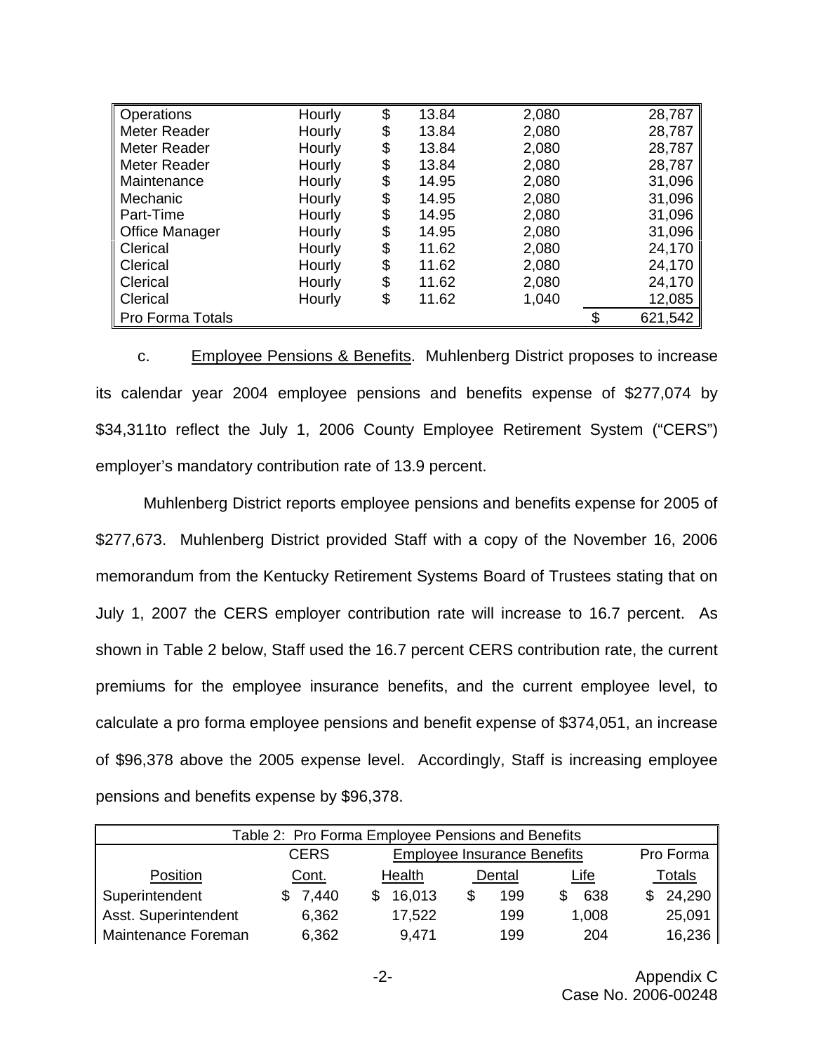| | | | | | |
|---|---|---|---|---|---|
| Operations | Hourly | $ | 13.84 | 2,080 | 28,787 |
| Meter Reader | Hourly | $ | 13.84 | 2,080 | 28,787 |
| Meter Reader | Hourly | $ | 13.84 | 2,080 | 28,787 |
| Meter Reader | Hourly | $ | 13.84 | 2,080 | 28,787 |
| Maintenance | Hourly | $ | 14.95 | 2,080 | 31,096 |
| Mechanic | Hourly | $ | 14.95 | 2,080 | 31,096 |
| Part-Time | Hourly | $ | 14.95 | 2,080 | 31,096 |
| Office Manager | Hourly | $ | 14.95 | 2,080 | 31,096 |
| Clerical | Hourly | $ | 11.62 | 2,080 | 24,170 |
| Clerical | Hourly | $ | 11.62 | 2,080 | 24,170 |
| Clerical | Hourly | $ | 11.62 | 2,080 | 24,170 |
| Clerical | Hourly | $ | 11.62 | 1,040 | 12,085 |
| Pro Forma Totals | | | | | $ 621,542 |

c. Employee Pensions & Benefits. Muhlenberg District proposes to increase its calendar year 2004 employee pensions and benefits expense of $277,074 by $34,311to reflect the July 1, 2006 County Employee Retirement System ("CERS") employer's mandatory contribution rate of 13.9 percent.

Muhlenberg District reports employee pensions and benefits expense for 2005 of $277,673. Muhlenberg District provided Staff with a copy of the November 16, 2006 memorandum from the Kentucky Retirement Systems Board of Trustees stating that on July 1, 2007 the CERS employer contribution rate will increase to 16.7 percent. As shown in Table 2 below, Staff used the 16.7 percent CERS contribution rate, the current premiums for the employee insurance benefits, and the current employee level, to calculate a pro forma employee pensions and benefit expense of $374,051, an increase of $96,378 above the 2005 expense level. Accordingly, Staff is increasing employee pensions and benefits expense by $96,378.

Table 2: Pro Forma Employee Pensions and Benefits

| | CERS | Employee Insurance Benefits | | | Pro Forma |
|---|---|---|---|---|---|
| Position | Cont. | Health | Dental | Life | Totals |
| Superintendent | $ 7,440 | $ 16,013 | $ 199 | $ 638 | $ 24,290 |
| Asst. Superintendent | 6,362 | 17,522 | 199 | 1,008 | 25,091 |
| Maintenance Foreman | 6,362 | 9,471 | 199 | 204 | 16,236 |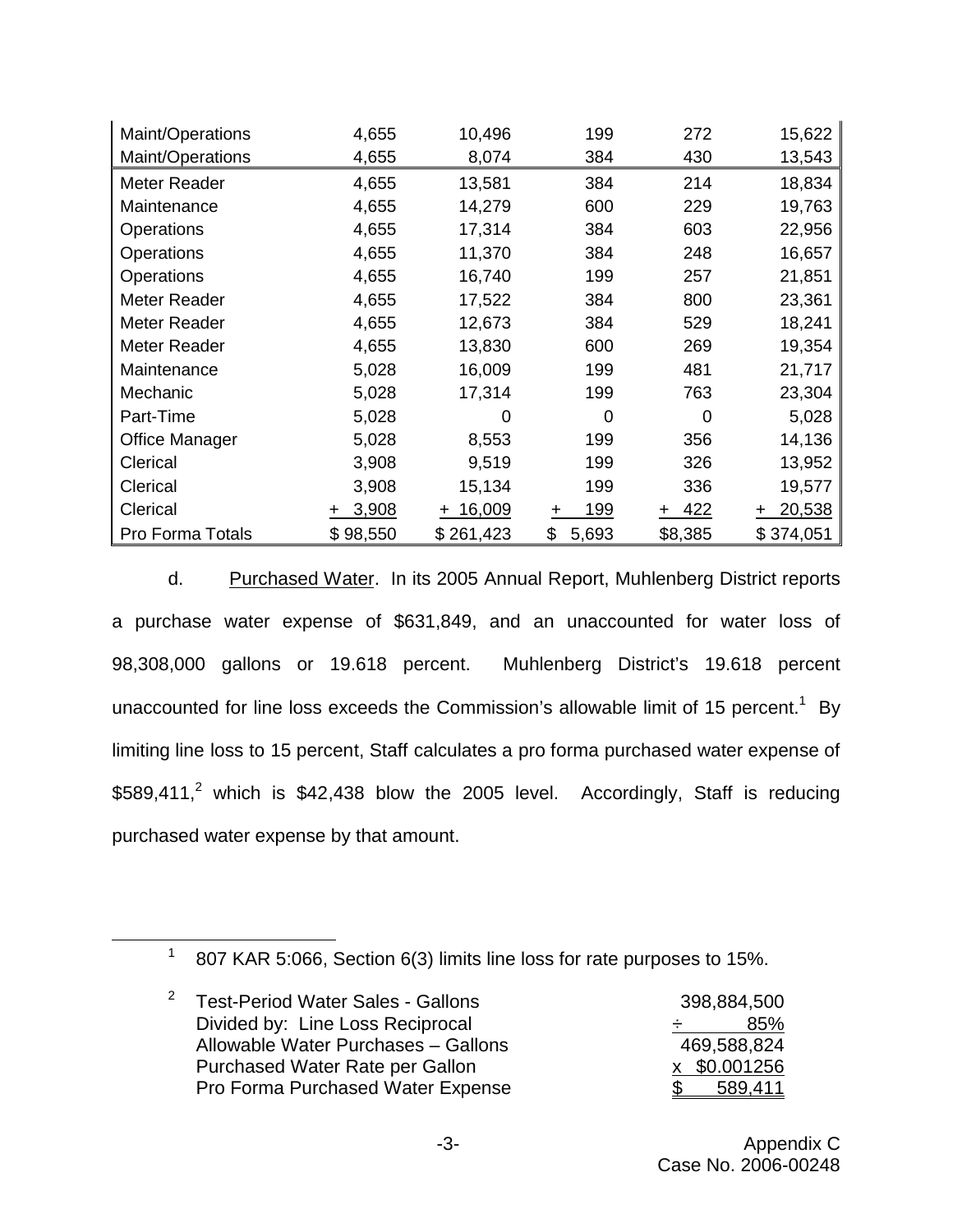| | | | | | |
|---|---|---|---|---|---|
| Maint/Operations | 4,655 | 10,496 | 199 | 272 | 15,622 |
| Maint/Operations | 4,655 | 8,074 | 384 | 430 | 13,543 |
| Meter Reader | 4,655 | 13,581 | 384 | 214 | 18,834 |
| Maintenance | 4,655 | 14,279 | 600 | 229 | 19,763 |
| Operations | 4,655 | 17,314 | 384 | 603 | 22,956 |
| Operations | 4,655 | 11,370 | 384 | 248 | 16,657 |
| Operations | 4,655 | 16,740 | 199 | 257 | 21,851 |
| Meter Reader | 4,655 | 17,522 | 384 | 800 | 23,361 |
| Meter Reader | 4,655 | 12,673 | 384 | 529 | 18,241 |
| Meter Reader | 4,655 | 13,830 | 600 | 269 | 19,354 |
| Maintenance | 5,028 | 16,009 | 199 | 481 | 21,717 |
| Mechanic | 5,028 | 17,314 | 199 | 763 | 23,304 |
| Part-Time | 5,028 | 0 | 0 | 0 | 5,028 |
| Office Manager | 5,028 | 8,553 | 199 | 356 | 14,136 |
| Clerical | 3,908 | 9,519 | 199 | 326 | 13,952 |
| Clerical | 3,908 | 15,134 | 199 | 336 | 19,577 |
| Clerical | + 3,908 | + 16,009 | + 199 | + 422 | + 20,538 |
| Pro Forma Totals | $ 98,550 | $ 261,423 | $ 5,693 | $8,385 | $ 374,051 |

d. Purchased Water. In its 2005 Annual Report, Muhlenberg District reports a purchase water expense of $631,849, and an unaccounted for water loss of 98,308,000 gallons or 19.618 percent. Muhlenberg District's 19.618 percent unaccounted for line loss exceeds the Commission's allowable limit of 15 percent.[1] By limiting line loss to 15 percent, Staff calculates a pro forma purchased water expense of $589,411,[2] which is $42,438 blow the 2005 level. Accordingly, Staff is reducing purchased water expense by that amount.

---

[1] 807 KAR 5:066, Section 6(3) limits line loss for rate purposes to 15%.

[2]

| | |
|---|---|
| Test-Period Water Sales - Gallons | 398,884,500 |
| Divided by: Line Loss Reciprocal | ÷ 85% |
| Allowable Water Purchases – Gallons | 469,588,824 |
| Purchased Water Rate per Gallon | x $0.001256 |
| Pro Forma Purchased Water Expense | $ 589,411 |

Appendix C
Case No. 2006-00248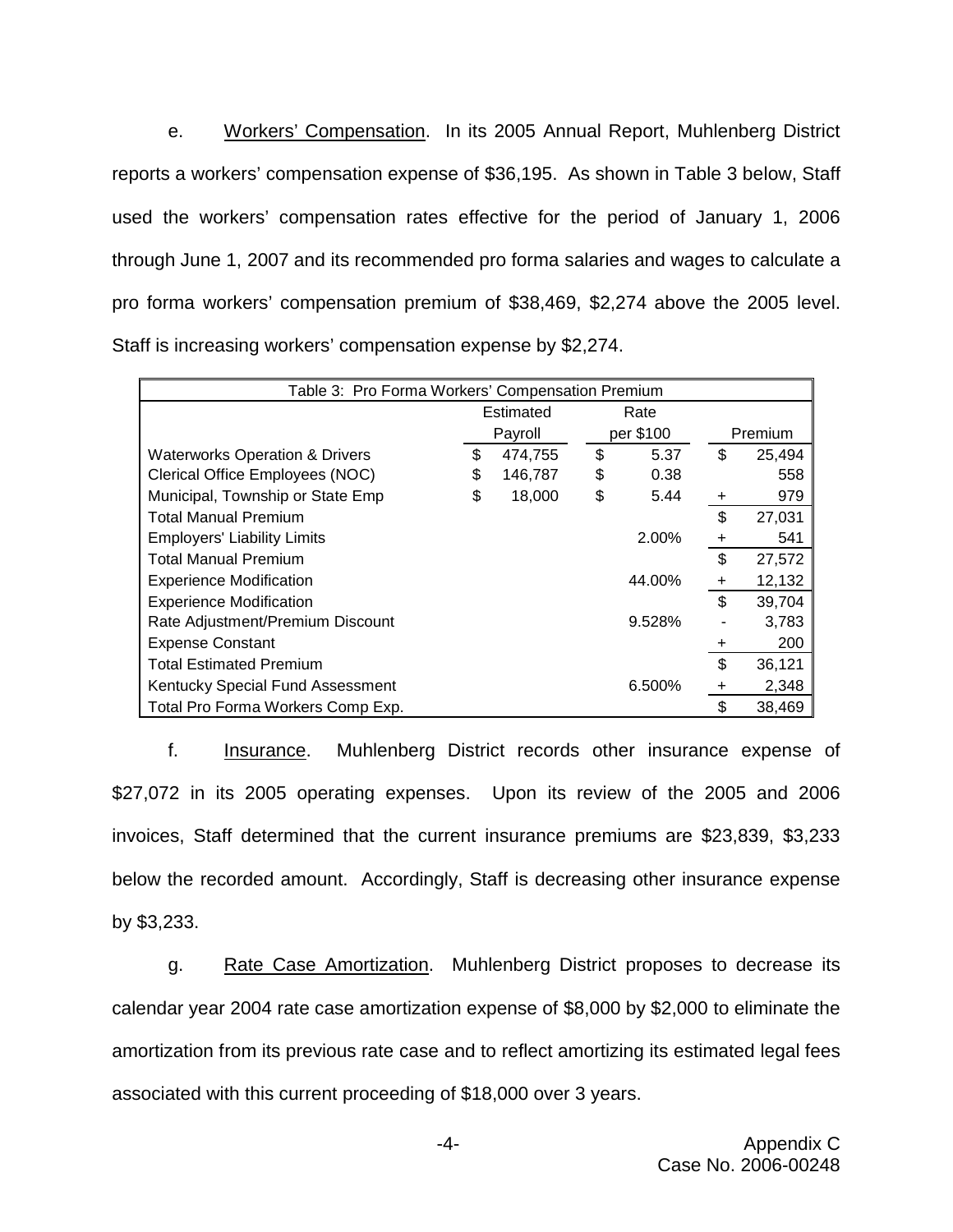e. Workers' Compensation. In its 2005 Annual Report, Muhlenberg District reports a workers' compensation expense of $36,195. As shown in Table 3 below, Staff used the workers' compensation rates effective for the period of January 1, 2006 through June 1, 2007 and its recommended pro forma salaries and wages to calculate a pro forma workers' compensation premium of $38,469, $2,274 above the 2005 level. Staff is increasing workers' compensation expense by $2,274.

| Table 3: Pro Forma Workers' Compensation Premium | | | |
|---|---|---|---|
| | Estimated Payroll | Rate per $100 | Premium |
| Waterworks Operation & Drivers | $ 474,755 | $ 5.37 | $ 25,494 |
| Clerical Office Employees (NOC) | $ 146,787 | $ 0.38 | 558 |
| Municipal, Township or State Emp | $ 18,000 | $ 5.44 | + 979 |
| Total Manual Premium | | | $ 27,031 |
| Employers' Liability Limits | | 2.00% | + 541 |
| Total Manual Premium | | | $ 27,572 |
| Experience Modification | | 44.00% | + 12,132 |
| Experience Modification | | | $ 39,704 |
| Rate Adjustment/Premium Discount | | 9.528% | - 3,783 |
| Expense Constant | | | + 200 |
| Total Estimated Premium | | | $ 36,121 |
| Kentucky Special Fund Assessment | | 6.500% | + 2,348 |
| Total Pro Forma Workers Comp Exp. | | | $ 38,469 |

f. Insurance. Muhlenberg District records other insurance expense of $27,072 in its 2005 operating expenses. Upon its review of the 2005 and 2006 invoices, Staff determined that the current insurance premiums are $23,839, $3,233 below the recorded amount. Accordingly, Staff is decreasing other insurance expense by $3,233.

g. Rate Case Amortization. Muhlenberg District proposes to decrease its calendar year 2004 rate case amortization expense of $8,000 by $2,000 to eliminate the amortization from its previous rate case and to reflect amortizing its estimated legal fees associated with this current proceeding of $18,000 over 3 years.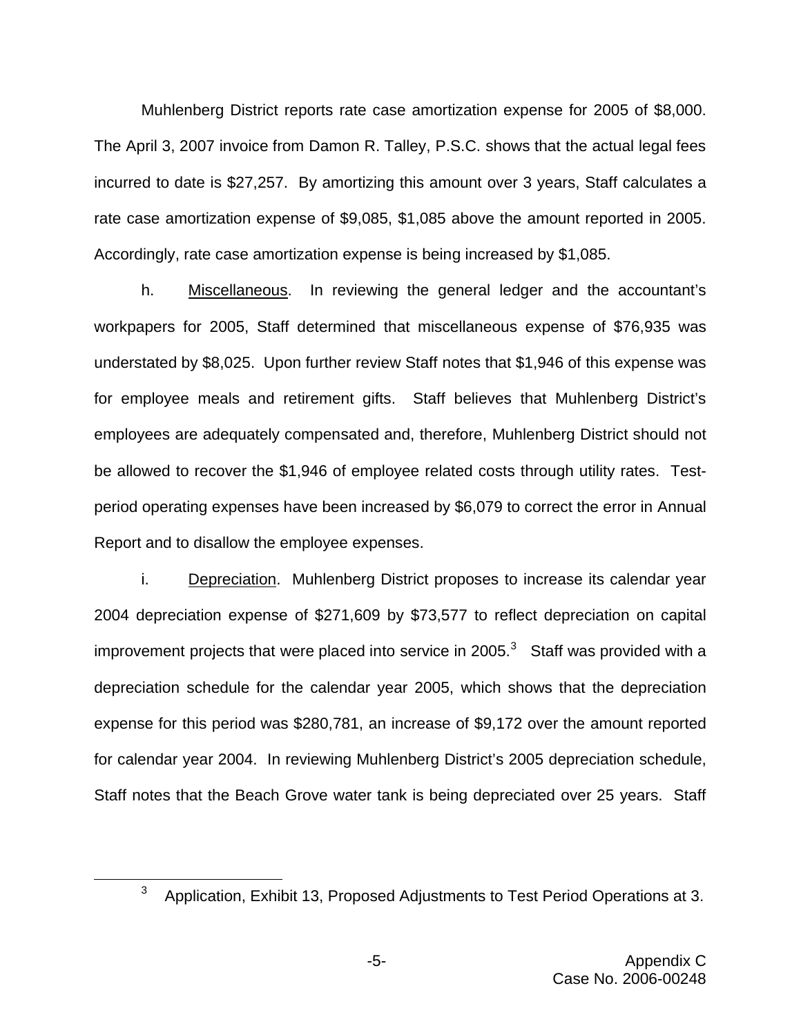Muhlenberg District reports rate case amortization expense for 2005 of $8,000. The April 3, 2007 invoice from Damon R. Talley, P.S.C. shows that the actual legal fees incurred to date is $27,257. By amortizing this amount over 3 years, Staff calculates a rate case amortization expense of $9,085, $1,085 above the amount reported in 2005. Accordingly, rate case amortization expense is being increased by $1,085.

h. Miscellaneous. In reviewing the general ledger and the accountant's workpapers for 2005, Staff determined that miscellaneous expense of $76,935 was understated by $8,025. Upon further review Staff notes that $1,946 of this expense was for employee meals and retirement gifts. Staff believes that Muhlenberg District's employees are adequately compensated and, therefore, Muhlenberg District should not be allowed to recover the $1,946 of employee related costs through utility rates. Test-period operating expenses have been increased by $6,079 to correct the error in Annual Report and to disallow the employee expenses.

i. Depreciation. Muhlenberg District proposes to increase its calendar year 2004 depreciation expense of $271,609 by $73,577 to reflect depreciation on capital improvement projects that were placed into service in 2005.[3] Staff was provided with a depreciation schedule for the calendar year 2005, which shows that the depreciation expense for this period was $280,781, an increase of $9,172 over the amount reported for calendar year 2004. In reviewing Muhlenberg District's 2005 depreciation schedule, Staff notes that the Beach Grove water tank is being depreciated over 25 years. Staff

[3] Application, Exhibit 13, Proposed Adjustments to Test Period Operations at 3.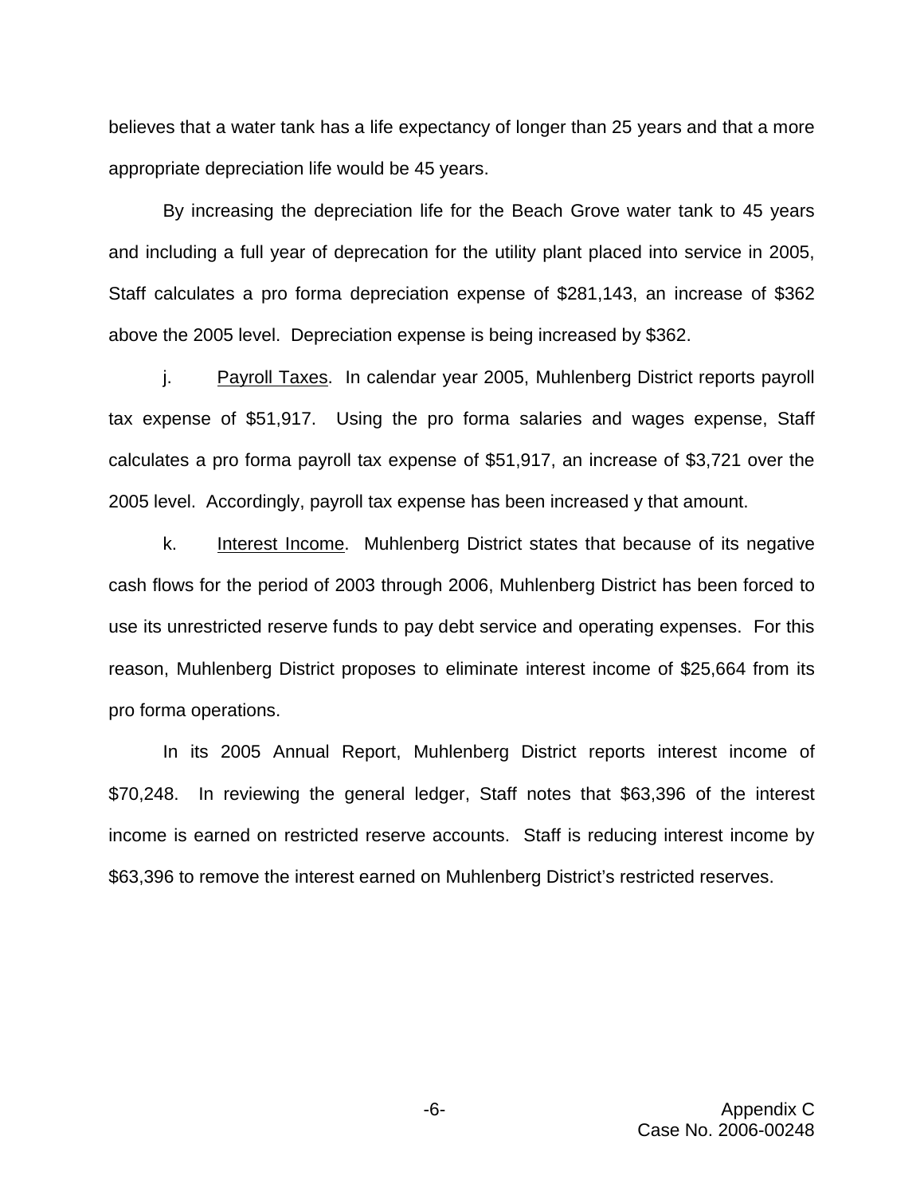believes that a water tank has a life expectancy of longer than 25 years and that a more appropriate depreciation life would be 45 years.

By increasing the depreciation life for the Beach Grove water tank to 45 years and including a full year of deprecation for the utility plant placed into service in 2005, Staff calculates a pro forma depreciation expense of $281,143, an increase of $362 above the 2005 level. Depreciation expense is being increased by $362.

j. Payroll Taxes. In calendar year 2005, Muhlenberg District reports payroll tax expense of $51,917. Using the pro forma salaries and wages expense, Staff calculates a pro forma payroll tax expense of $51,917, an increase of $3,721 over the 2005 level. Accordingly, payroll tax expense has been increased y that amount.

k. Interest Income. Muhlenberg District states that because of its negative cash flows for the period of 2003 through 2006, Muhlenberg District has been forced to use its unrestricted reserve funds to pay debt service and operating expenses. For this reason, Muhlenberg District proposes to eliminate interest income of $25,664 from its pro forma operations.

In its 2005 Annual Report, Muhlenberg District reports interest income of $70,248. In reviewing the general ledger, Staff notes that $63,396 of the interest income is earned on restricted reserve accounts. Staff is reducing interest income by $63,396 to remove the interest earned on Muhlenberg District's restricted reserves.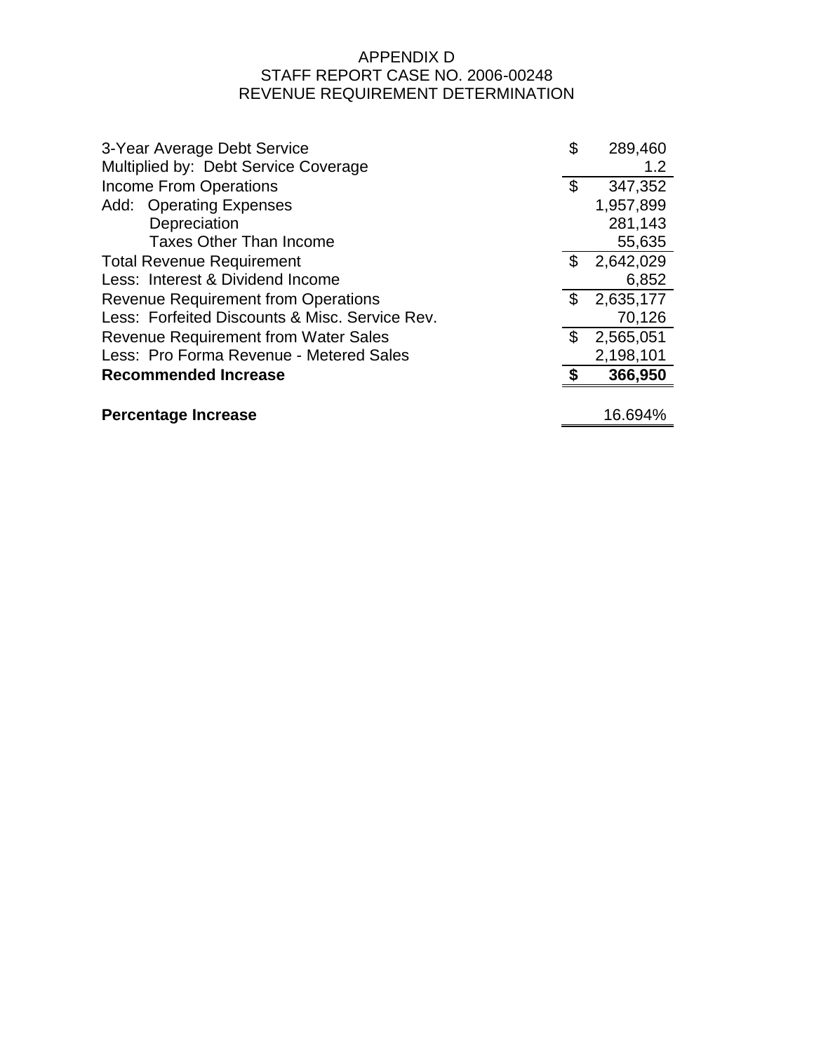APPENDIX D
STAFF REPORT CASE NO. 2006-00248
REVENUE REQUIREMENT DETERMINATION

| | | |
|---|---|---|
| 3-Year Average Debt Service | $ | 289,460 |
| Multiplied by: Debt Service Coverage | | 1.2 |
| Income From Operations | $ | 347,352 |
| Add: Operating Expenses | | 1,957,899 |
| Depreciation | | 281,143 |
| Taxes Other Than Income | | 55,635 |
| Total Revenue Requirement | $ | 2,642,029 |
| Less: Interest & Dividend Income | | 6,852 |
| Revenue Requirement from Operations | $ | 2,635,177 |
| Less: Forfeited Discounts & Misc. Service Rev. | | 70,126 |
| Revenue Requirement from Water Sales | $ | 2,565,051 |
| Less: Pro Forma Revenue - Metered Sales | | 2,198,101 |
| **Recommended Increase** | **$** | **366,950** |
| | | |
| **Percentage Increase** | | 16.694% |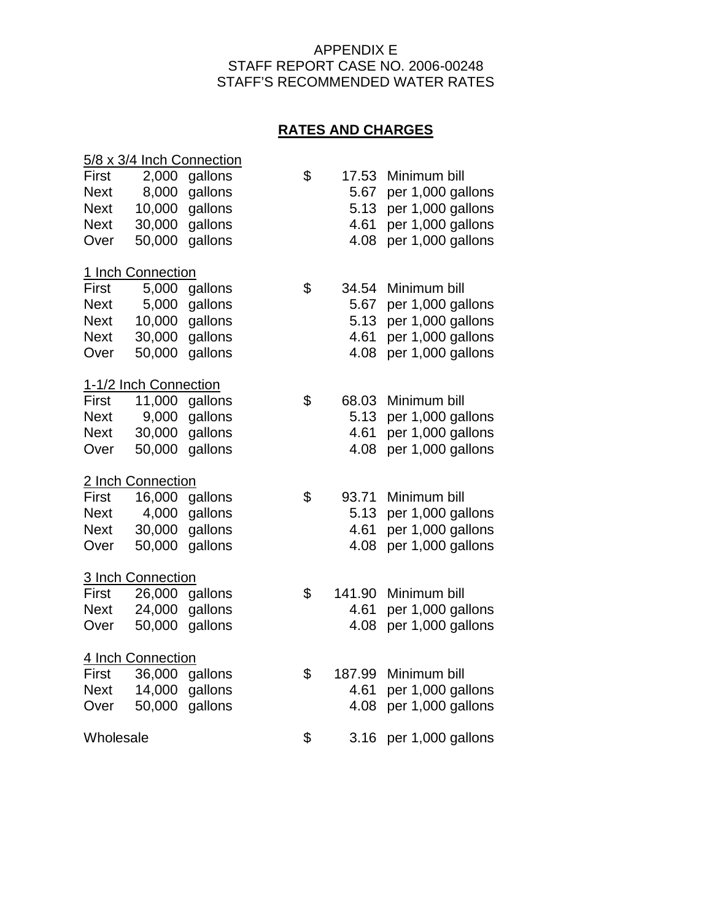APPENDIX E
STAFF REPORT CASE NO. 2006-00248
STAFF'S RECOMMENDED WATER RATES

## RATES AND CHARGES

| | | | | | |
|---|---|---|---|---|---|
| 5/8 x 3/4 Inch Connection | | | | | |
| First | 2,000 | gallons | $ | 17.53 | Minimum bill |
| Next | 8,000 | gallons | | 5.67 | per 1,000 gallons |
| Next | 10,000 | gallons | | 5.13 | per 1,000 gallons |
| Next | 30,000 | gallons | | 4.61 | per 1,000 gallons |
| Over | 50,000 | gallons | | 4.08 | per 1,000 gallons |
| 1 Inch Connection | | | | | |
| First | 5,000 | gallons | $ | 34.54 | Minimum bill |
| Next | 5,000 | gallons | | 5.67 | per 1,000 gallons |
| Next | 10,000 | gallons | | 5.13 | per 1,000 gallons |
| Next | 30,000 | gallons | | 4.61 | per 1,000 gallons |
| Over | 50,000 | gallons | | 4.08 | per 1,000 gallons |
| 1-1/2 Inch Connection | | | | | |
| First | 11,000 | gallons | $ | 68.03 | Minimum bill |
| Next | 9,000 | gallons | | 5.13 | per 1,000 gallons |
| Next | 30,000 | gallons | | 4.61 | per 1,000 gallons |
| Over | 50,000 | gallons | | 4.08 | per 1,000 gallons |
| 2 Inch Connection | | | | | |
| First | 16,000 | gallons | $ | 93.71 | Minimum bill |
| Next | 4,000 | gallons | | 5.13 | per 1,000 gallons |
| Next | 30,000 | gallons | | 4.61 | per 1,000 gallons |
| Over | 50,000 | gallons | | 4.08 | per 1,000 gallons |
| 3 Inch Connection | | | | | |
| First | 26,000 | gallons | $ | 141.90 | Minimum bill |
| Next | 24,000 | gallons | | 4.61 | per 1,000 gallons |
| Over | 50,000 | gallons | | 4.08 | per 1,000 gallons |
| 4 Inch Connection | | | | | |
| First | 36,000 | gallons | $ | 187.99 | Minimum bill |
| Next | 14,000 | gallons | | 4.61 | per 1,000 gallons |
| Over | 50,000 | gallons | | 4.08 | per 1,000 gallons |
| Wholesale | | | $ | 3.16 | per 1,000 gallons |